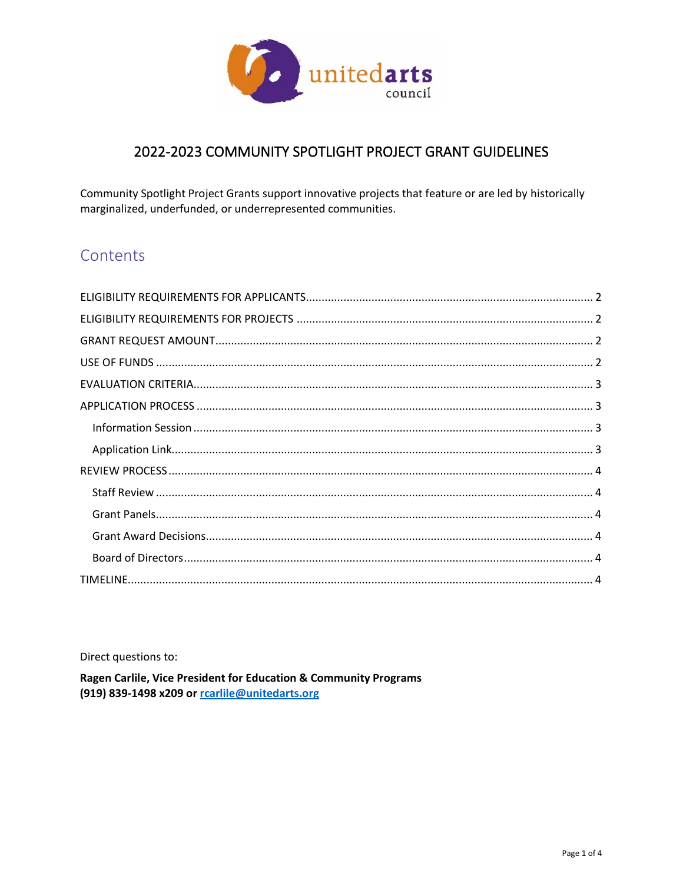# 2022-2023 COMMUNITY SPOTLIGHT PROJECT GRANT GUIDELINES

Community Spotlight Project Grants support innovative projects that feature or are led by historically marginalized, underfunded, or underrepresented communities.

## Contents

- ELIGIBILITY REQUIREMENTS FOR APPLICANTS ........ 2
- ELIGIBILITY REQUIREMENTS FOR PROJECTS ........ 2
- GRANT REQUEST AMOUNT ........ 2
- USE OF FUNDS ........ 2
- EVALUATION CRITERIA ........ 3
- APPLICATION PROCESS ........ 3
  - Information Session ........ 3
  - Application Link ........ 3
- REVIEW PROCESS ........ 4
  - Staff Review ........ 4
  - Grant Panels ........ 4
  - Grant Award Decisions ........ 4
  - Board of Directors ........ 4
- TIMELINE ........ 4

Direct questions to:

**Ragen Carlile, Vice President for Education & Community Programs**
**(919) 839-1498 x209 or rcarlile@unitedarts.org**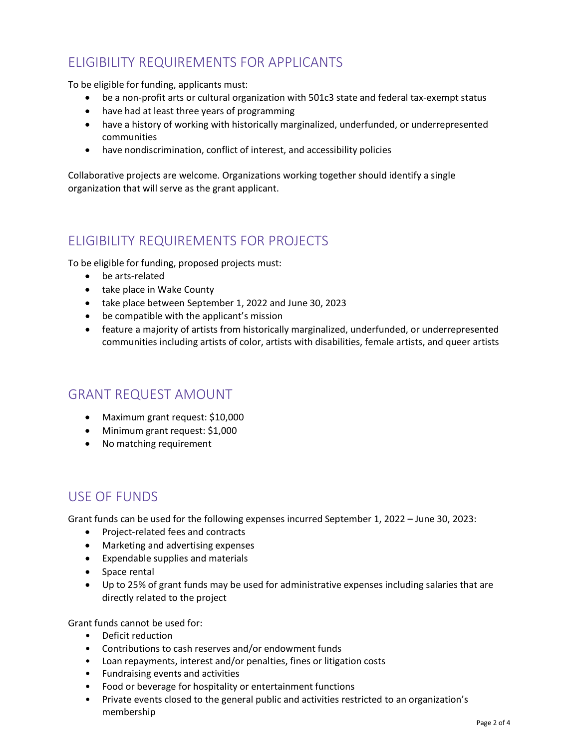## ELIGIBILITY REQUIREMENTS FOR APPLICANTS

To be eligible for funding, applicants must:

- be a non-profit arts or cultural organization with 501c3 state and federal tax-exempt status
- have had at least three years of programming
- have a history of working with historically marginalized, underfunded, or underrepresented communities
- have nondiscrimination, conflict of interest, and accessibility policies

Collaborative projects are welcome. Organizations working together should identify a single organization that will serve as the grant applicant.

## ELIGIBILITY REQUIREMENTS FOR PROJECTS

To be eligible for funding, proposed projects must:

- be arts-related
- take place in Wake County
- take place between September 1, 2022 and June 30, 2023
- be compatible with the applicant's mission
- feature a majority of artists from historically marginalized, underfunded, or underrepresented communities including artists of color, artists with disabilities, female artists, and queer artists

## GRANT REQUEST AMOUNT

- Maximum grant request: $10,000
- Minimum grant request: $1,000
- No matching requirement

## USE OF FUNDS

Grant funds can be used for the following expenses incurred September 1, 2022 – June 30, 2023:

- Project-related fees and contracts
- Marketing and advertising expenses
- Expendable supplies and materials
- Space rental
- Up to 25% of grant funds may be used for administrative expenses including salaries that are directly related to the project

Grant funds cannot be used for:

- Deficit reduction
- Contributions to cash reserves and/or endowment funds
- Loan repayments, interest and/or penalties, fines or litigation costs
- Fundraising events and activities
- Food or beverage for hospitality or entertainment functions
- Private events closed to the general public and activities restricted to an organization's membership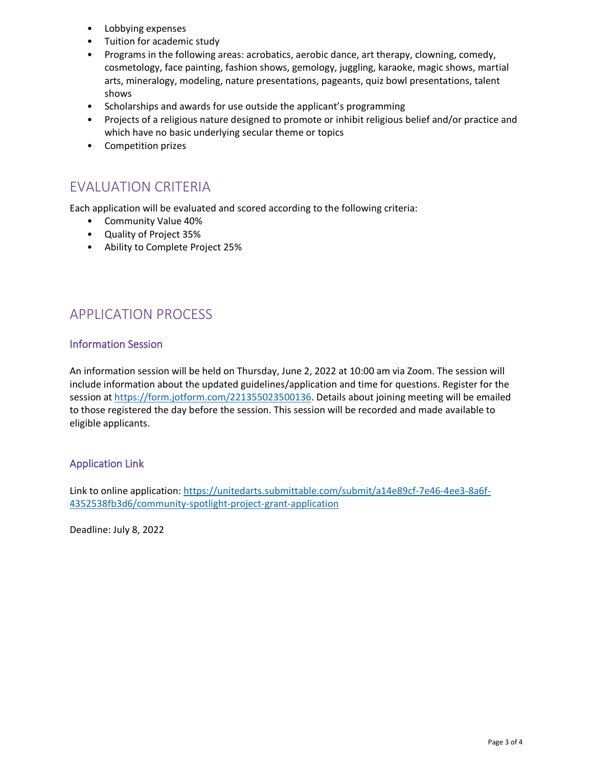- Lobbying expenses
- Tuition for academic study
- Programs in the following areas: acrobatics, aerobic dance, art therapy, clowning, comedy, cosmetology, face painting, fashion shows, gemology, juggling, karaoke, magic shows, martial arts, mineralogy, modeling, nature presentations, pageants, quiz bowl presentations, talent shows
- Scholarships and awards for use outside the applicant's programming
- Projects of a religious nature designed to promote or inhibit religious belief and/or practice and which have no basic underlying secular theme or topics
- Competition prizes

## EVALUATION CRITERIA

Each application will be evaluated and scored according to the following criteria:

- Community Value 40%
- Quality of Project 35%
- Ability to Complete Project 25%

## APPLICATION PROCESS

### Information Session

An information session will be held on Thursday, June 2, 2022 at 10:00 am via Zoom. The session will include information about the updated guidelines/application and time for questions. Register for the session at https://form.jotform.com/221355023500136. Details about joining meeting will be emailed to those registered the day before the session. This session will be recorded and made available to eligible applicants.

### Application Link

Link to online application: https://unitedarts.submittable.com/submit/a14e89cf-7e46-4ee3-8a6f-4352538fb3d6/community-spotlight-project-grant-application

Deadline: July 8, 2022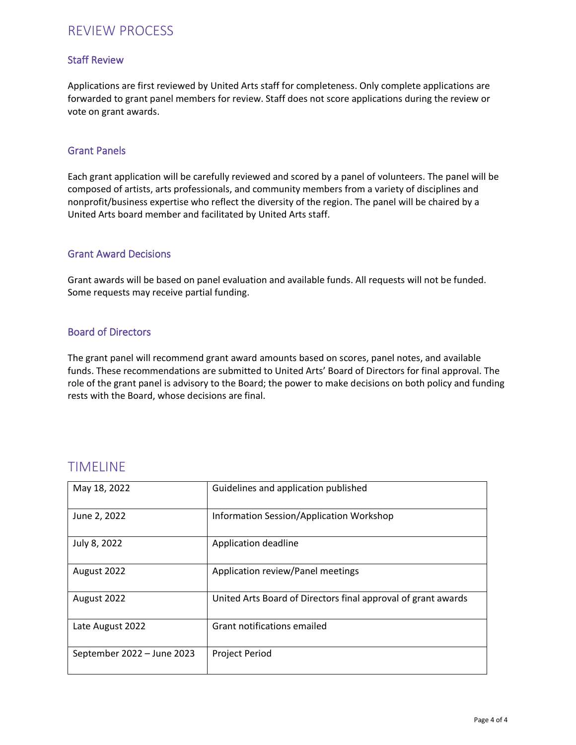# REVIEW PROCESS

## Staff Review

Applications are first reviewed by United Arts staff for completeness. Only complete applications are forwarded to grant panel members for review. Staff does not score applications during the review or vote on grant awards.

## Grant Panels

Each grant application will be carefully reviewed and scored by a panel of volunteers. The panel will be composed of artists, arts professionals, and community members from a variety of disciplines and nonprofit/business expertise who reflect the diversity of the region. The panel will be chaired by a United Arts board member and facilitated by United Arts staff.

## Grant Award Decisions

Grant awards will be based on panel evaluation and available funds. All requests will not be funded. Some requests may receive partial funding.

## Board of Directors

The grant panel will recommend grant award amounts based on scores, panel notes, and available funds. These recommendations are submitted to United Arts' Board of Directors for final approval. The role of the grant panel is advisory to the Board; the power to make decisions on both policy and funding rests with the Board, whose decisions are final.

# TIMELINE

| | |
|---|---|
| May 18, 2022 | Guidelines and application published |
| June 2, 2022 | Information Session/Application Workshop |
| July 8, 2022 | Application deadline |
| August 2022 | Application review/Panel meetings |
| August 2022 | United Arts Board of Directors final approval of grant awards |
| Late August 2022 | Grant notifications emailed |
| September 2022 – June 2023 | Project Period |